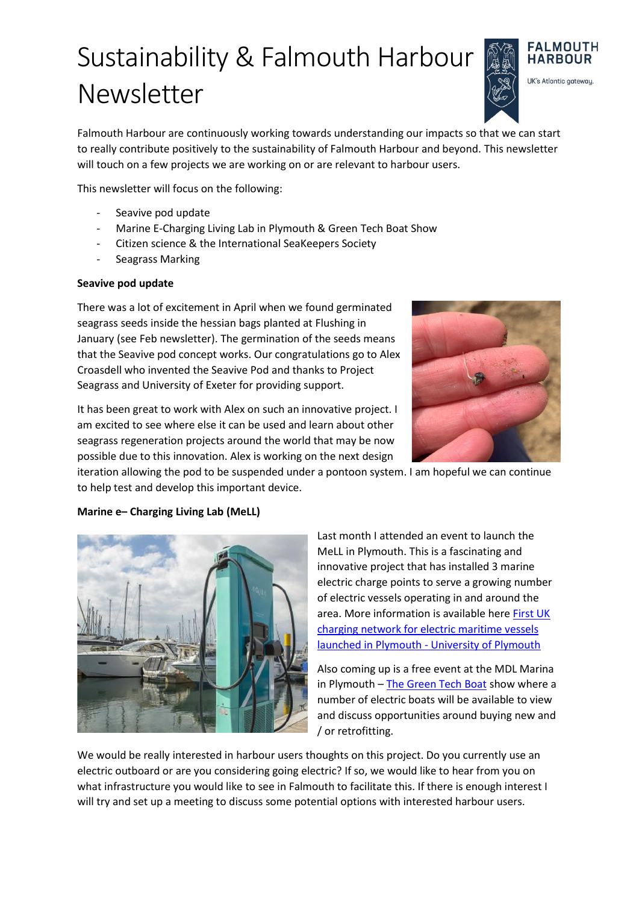# Sustainability & Falmouth Harbour Newsletter

Falmouth Harbour are continuously working towards understanding our impacts so that we can start to really contribute positively to the sustainability of Falmouth Harbour and beyond. This newsletter will touch on a few projects we are working on or are relevant to harbour users.

This newsletter will focus on the following:

- Seavive pod update
- Marine E-Charging Living Lab in Plymouth & Green Tech Boat Show
- Citizen science & the International SeaKeepers Society
- Seagrass Marking

**Seavive pod update**

There was a lot of excitement in April when we found germinated seagrass seeds inside the hessian bags planted at Flushing in January (see Feb newsletter). The germination of the seeds means that the Seavive pod concept works. Our congratulations go to Alex Croasdell who invented the Seavive Pod and thanks to Project Seagrass and University of Exeter for providing support.

It has been great to work with Alex on such an innovative project. I am excited to see where else it can be used and learn about other seagrass regeneration projects around the world that may be now possible due to this innovation. Alex is working on the next design iteration allowing the pod to be suspended under a pontoon system. I am hopeful we can continue to help test and develop this important device.

**Marine e– Charging Living Lab (MeLL)**

Last month I attended an event to launch the MeLL in Plymouth. This is a fascinating and innovative project that has installed 3 marine electric charge points to serve a growing number of electric vessels operating in and around the area. More information is available here [First UK charging network for electric maritime vessels launched in Plymouth - University of Plymouth]

Also coming up is a free event at the MDL Marina in Plymouth – [The Green Tech Boat] show where a number of electric boats will be available to view and discuss opportunities around buying new and / or retrofitting.

We would be really interested in harbour users thoughts on this project. Do you currently use an electric outboard or are you considering going electric? If so, we would like to hear from you on what infrastructure you would like to see in Falmouth to facilitate this. If there is enough interest I will try and set up a meeting to discuss some potential options with interested harbour users.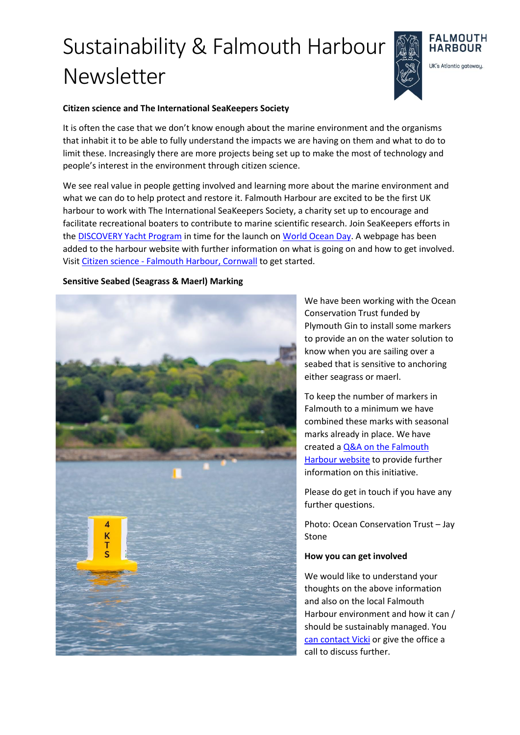# Sustainability & Falmouth Harbour Newsletter

**Citizen science and The International SeaKeepers Society**

It is often the case that we don't know enough about the marine environment and the organisms that inhabit it to be able to fully understand the impacts we are having on them and what to do to limit these. Increasingly there are more projects being set up to make the most of technology and people's interest in the environment through citizen science.

We see real value in people getting involved and learning more about the marine environment and what we can do to help protect and restore it. Falmouth Harbour are excited to be the first UK harbour to work with The International SeaKeepers Society, a charity set up to encourage and facilitate recreational boaters to contribute to marine scientific research. Join SeaKeepers efforts in the DISCOVERY Yacht Program in time for the launch on World Ocean Day. A webpage has been added to the harbour website with further information on what is going on and how to get involved. Visit Citizen science - Falmouth Harbour, Cornwall to get started.

**Sensitive Seabed (Seagrass & Maerl) Marking**

We have been working with the Ocean Conservation Trust funded by Plymouth Gin to install some markers to provide an on the water solution to know when you are sailing over a seabed that is sensitive to anchoring either seagrass or maerl.

To keep the number of markers in Falmouth to a minimum we have combined these marks with seasonal marks already in place. We have created a Q&A on the Falmouth Harbour website to provide further information on this initiative.

Please do get in touch if you have any further questions.

Photo: Ocean Conservation Trust – Jay Stone

**How you can get involved**

We would like to understand your thoughts on the above information and also on the local Falmouth Harbour environment and how it can / should be sustainably managed. You can contact Vicki or give the office a call to discuss further.